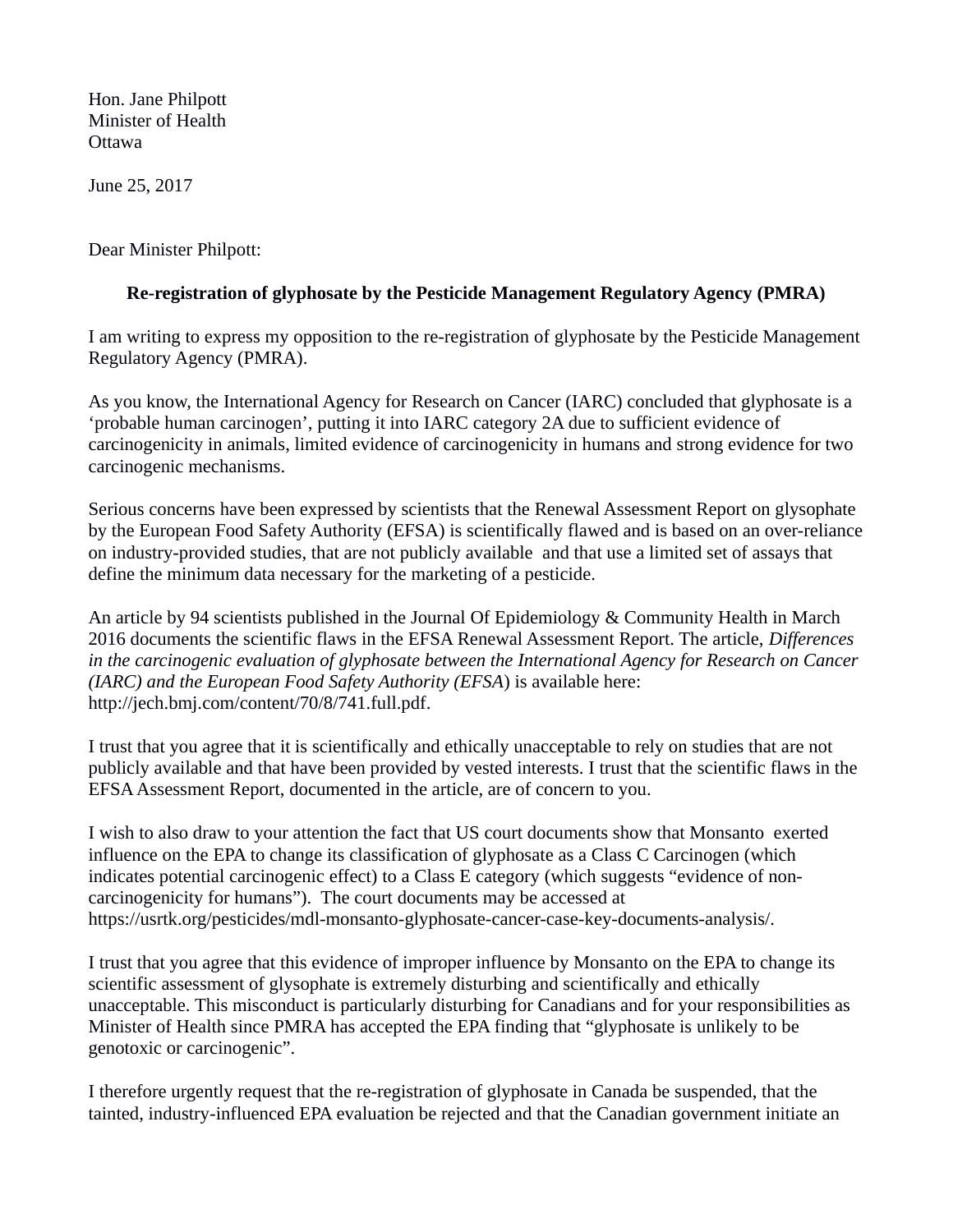Hon. Jane Philpott
Minister of Health
Ottawa

June 25, 2017

Dear Minister Philpott:

**Re-registration of glyphosate by the Pesticide Management Regulatory Agency (PMRA)**

I am writing to express my opposition to the re-registration of glyphosate by the Pesticide Management Regulatory Agency (PMRA).

As you know, the International Agency for Research on Cancer (IARC) concluded that glyphosate is a 'probable human carcinogen', putting it into IARC category 2A due to sufficient evidence of carcinogenicity in animals, limited evidence of carcinogenicity in humans and strong evidence for two carcinogenic mechanisms.

Serious concerns have been expressed by scientists that the Renewal Assessment Report on glysophate by the European Food Safety Authority (EFSA) is scientifically flawed and is based on an over-reliance on industry-provided studies, that are not publicly available and that use a limited set of assays that define the minimum data necessary for the marketing of a pesticide.

An article by 94 scientists published in the Journal Of Epidemiology & Community Health in March 2016 documents the scientific flaws in the EFSA Renewal Assessment Report. The article, *Differences in the carcinogenic evaluation of glyphosate between the International Agency for Research on Cancer (IARC) and the European Food Safety Authority (EFSA*) is available here: http://jech.bmj.com/content/70/8/741.full.pdf.

I trust that you agree that it is scientifically and ethically unacceptable to rely on studies that are not publicly available and that have been provided by vested interests. I trust that the scientific flaws in the EFSA Assessment Report, documented in the article, are of concern to you.

I wish to also draw to your attention the fact that US court documents show that Monsanto exerted influence on the EPA to change its classification of glyphosate as a Class C Carcinogen (which indicates potential carcinogenic effect) to a Class E category (which suggests "evidence of non-carcinogenicity for humans"). The court documents may be accessed at https://usrtk.org/pesticides/mdl-monsanto-glyphosate-cancer-case-key-documents-analysis/.

I trust that you agree that this evidence of improper influence by Monsanto on the EPA to change its scientific assessment of glysophate is extremely disturbing and scientifically and ethically unacceptable. This misconduct is particularly disturbing for Canadians and for your responsibilities as Minister of Health since PMRA has accepted the EPA finding that "glyphosate is unlikely to be genotoxic or carcinogenic".

I therefore urgently request that the re-registration of glyphosate in Canada be suspended, that the tainted, industry-influenced EPA evaluation be rejected and that the Canadian government initiate an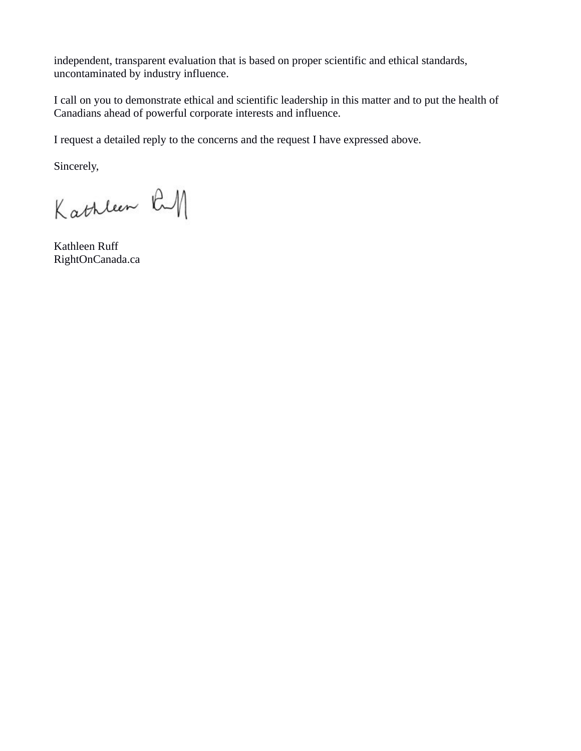independent, transparent evaluation that is based on proper scientific and ethical standards, uncontaminated by industry influence.

I call on you to demonstrate ethical and scientific leadership in this matter and to put the health of Canadians ahead of powerful corporate interests and influence.

I request a detailed reply to the concerns and the request I have expressed above.

Sincerely,

Kathleen Ruff
RightOnCanada.ca